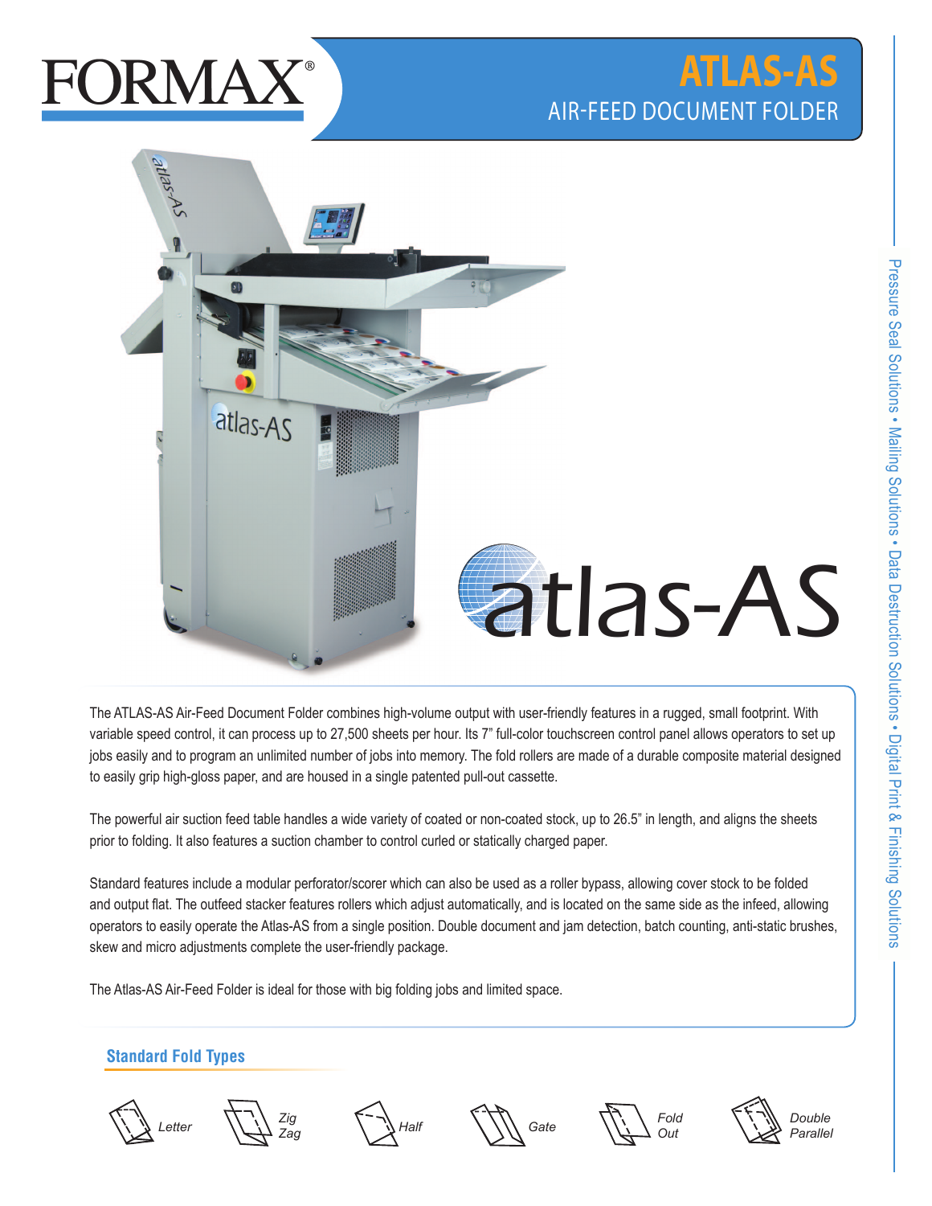FORMAX®

# ATLAS-AS

## AIR-FEED DOCUMENT FOLDER

Pressure Seal Solutions • Mailing Solutions • Data Destruction Solutions • Digital Print & Finishing Solutions

The ATLAS-AS Air-Feed Document Folder combines high-volume output with user-friendly features in a rugged, small footprint. With variable speed control, it can process up to 27,500 sheets per hour. Its 7" full-color touchscreen control panel allows operators to set up jobs easily and to program an unlimited number of jobs into memory. The fold rollers are made of a durable composite material designed to easily grip high-gloss paper, and are housed in a single patented pull-out cassette.

The powerful air suction feed table handles a wide variety of coated or non-coated stock, up to 26.5" in length, and aligns the sheets prior to folding. It also features a suction chamber to control curled or statically charged paper.

Standard features include a modular perforator/scorer which can also be used as a roller bypass, allowing cover stock to be folded and output flat. The outfeed stacker features rollers which adjust automatically, and is located on the same side as the infeed, allowing operators to easily operate the Atlas-AS from a single position. Double document and jam detection, batch counting, anti-static brushes, skew and micro adjustments complete the user-friendly package.

The Atlas-AS Air-Feed Folder is ideal for those with big folding jobs and limited space.

### Standard Fold Types

*Letter*, *Zig Zag*, *Half*, *Gate*, *Fold Out*, *Double Parallel*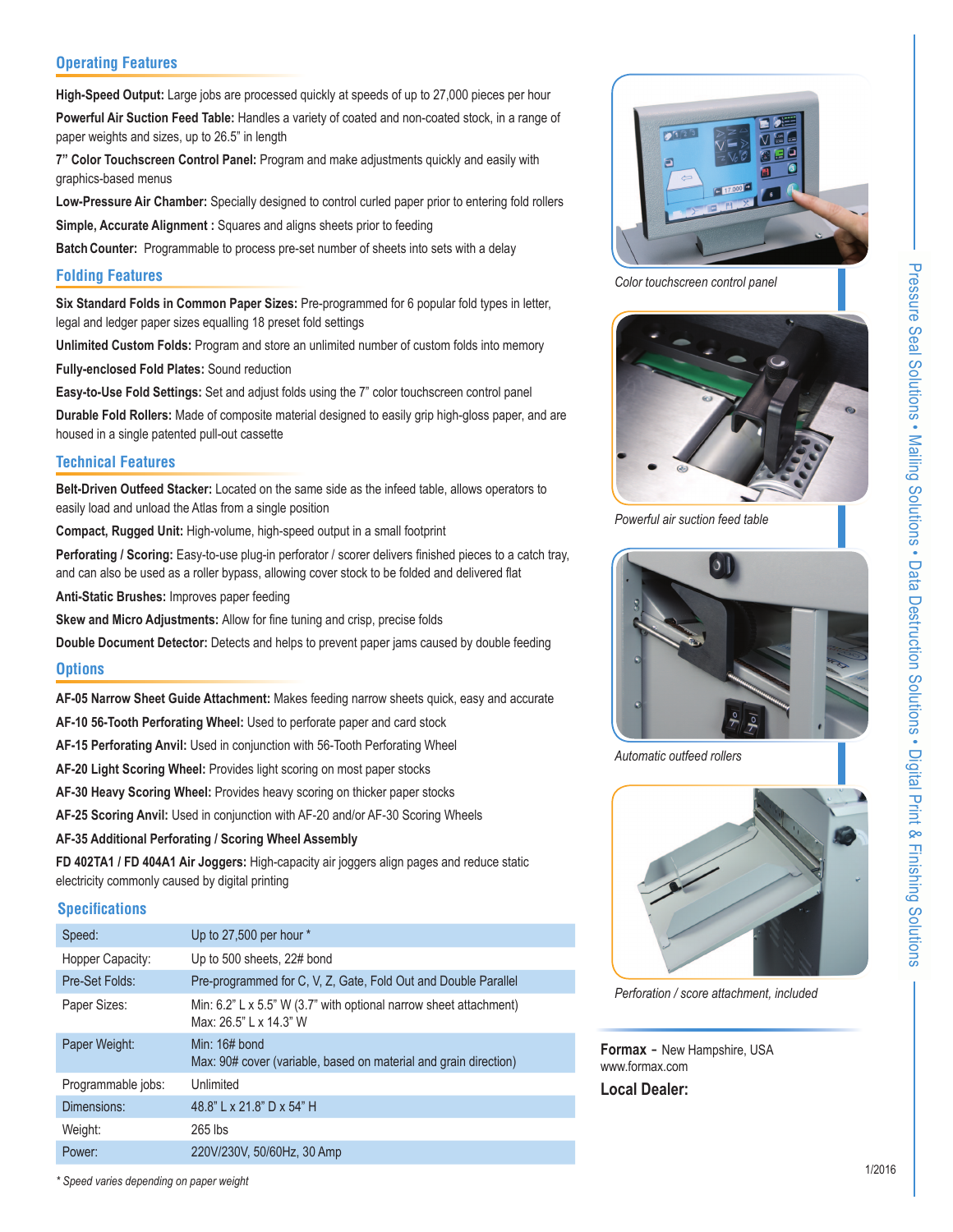## Operating Features

**High-Speed Output:** Large jobs are processed quickly at speeds of up to 27,000 pieces per hour

**Powerful Air Suction Feed Table:** Handles a variety of coated and non-coated stock, in a range of paper weights and sizes, up to 26.5" in length

**7" Color Touchscreen Control Panel:** Program and make adjustments quickly and easily with graphics-based menus

**Low-Pressure Air Chamber:** Specially designed to control curled paper prior to entering fold rollers

**Simple, Accurate Alignment :** Squares and aligns sheets prior to feeding

**Batch Counter:** Programmable to process pre-set number of sheets into sets with a delay

## Folding Features

**Six Standard Folds in Common Paper Sizes:** Pre-programmed for 6 popular fold types in letter, legal and ledger paper sizes equalling 18 preset fold settings

**Unlimited Custom Folds:** Program and store an unlimited number of custom folds into memory

**Fully-enclosed Fold Plates:** Sound reduction

**Easy-to-Use Fold Settings:** Set and adjust folds using the 7" color touchscreen control panel

**Durable Fold Rollers:** Made of composite material designed to easily grip high-gloss paper, and are housed in a single patented pull-out cassette

## Technical Features

**Belt-Driven Outfeed Stacker:** Located on the same side as the infeed table, allows operators to easily load and unload the Atlas from a single position

**Compact, Rugged Unit:** High-volume, high-speed output in a small footprint

**Perforating / Scoring:** Easy-to-use plug-in perforator / scorer delivers finished pieces to a catch tray, and can also be used as a roller bypass, allowing cover stock to be folded and delivered flat

**Anti-Static Brushes:** Improves paper feeding

**Skew and Micro Adjustments:** Allow for fine tuning and crisp, precise folds

**Double Document Detector:** Detects and helps to prevent paper jams caused by double feeding

## Options

**AF-05 Narrow Sheet Guide Attachment:** Makes feeding narrow sheets quick, easy and accurate

**AF-10 56-Tooth Perforating Wheel:** Used to perforate paper and card stock

**AF-15 Perforating Anvil:** Used in conjunction with 56-Tooth Perforating Wheel

**AF-20 Light Scoring Wheel:** Provides light scoring on most paper stocks

**AF-30 Heavy Scoring Wheel:** Provides heavy scoring on thicker paper stocks

**AF-25 Scoring Anvil:** Used in conjunction with AF-20 and/or AF-30 Scoring Wheels

**AF-35 Additional Perforating / Scoring Wheel Assembly**

**FD 402TA1 / FD 404A1 Air Joggers:** High-capacity air joggers align pages and reduce static electricity commonly caused by digital printing

## Specifications

| | |
|---|---|
| Speed: | Up to 27,500 per hour * |
| Hopper Capacity: | Up to 500 sheets, 22# bond |
| Pre-Set Folds: | Pre-programmed for C, V, Z, Gate, Fold Out and Double Parallel |
| Paper Sizes: | Min: 6.2" L x 5.5" W (3.7" with optional narrow sheet attachment)<br>Max: 26.5" L x 14.3" W |
| Paper Weight: | Min: 16# bond<br>Max: 90# cover (variable, based on material and grain direction) |
| Programmable jobs: | Unlimited |
| Dimensions: | 48.8" L x 21.8" D x 54" H |
| Weight: | 265 lbs |
| Power: | 220V/230V, 50/60Hz, 30 Amp |

*\* Speed varies depending on paper weight*

*Color touchscreen control panel*

*Powerful air suction feed table*

*Automatic outfeed rollers*

*Perforation / score attachment, included*

**Formax** – New Hampshire, USA
www.formax.com

**Local Dealer:**

Pressure Seal Solutions • Mailing Solutions • Data Destruction Solutions • Digital Print & Finishing Solutions

1/2016